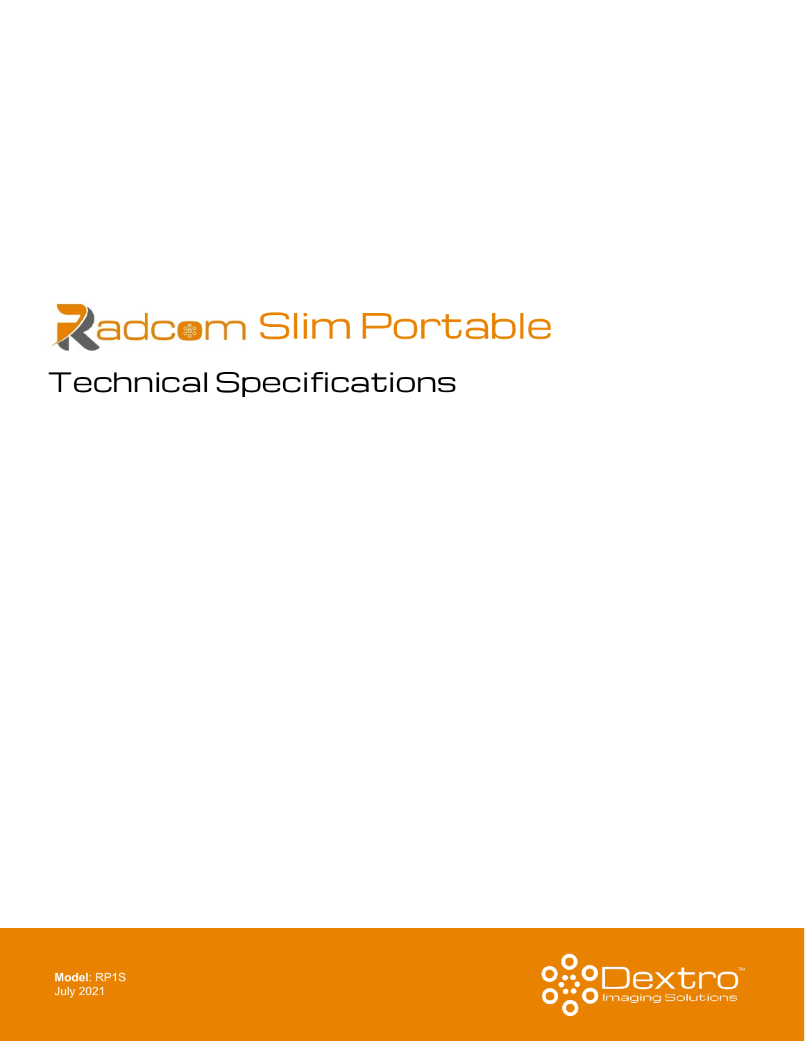# Radcom Slim Portable

## Technical Specifications

**Model**: RP1S
July 2021

Dextro™
Imaging Solutions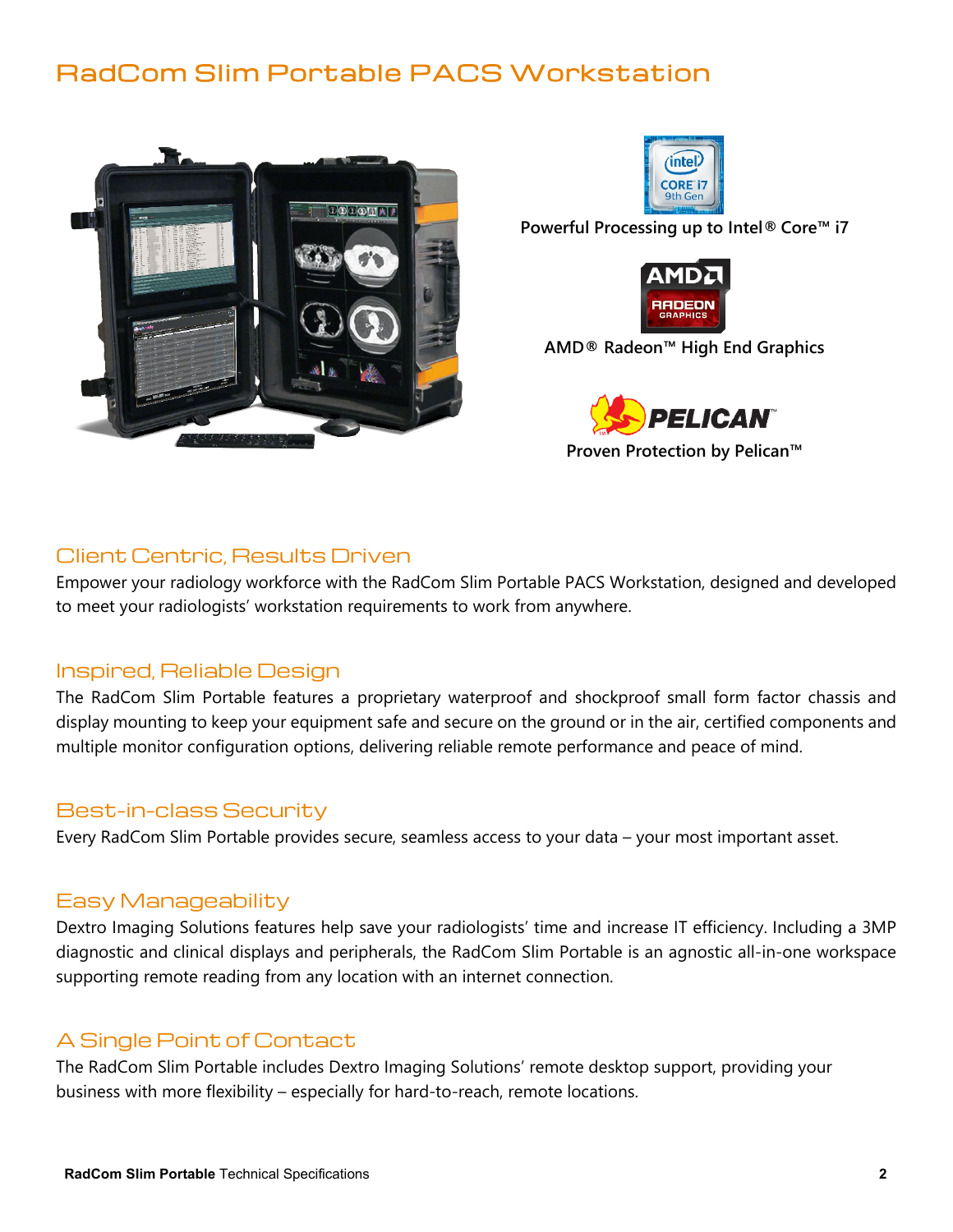# RadCom Slim Portable PACS Workstation

Powerful Processing up to Intel® Core™ i7

AMD® Radeon™ High End Graphics

Proven Protection by Pelican™

## Client Centric, Results Driven

Empower your radiology workforce with the RadCom Slim Portable PACS Workstation, designed and developed to meet your radiologists' workstation requirements to work from anywhere.

## Inspired, Reliable Design

The RadCom Slim Portable features a proprietary waterproof and shockproof small form factor chassis and display mounting to keep your equipment safe and secure on the ground or in the air, certified components and multiple monitor configuration options, delivering reliable remote performance and peace of mind.

## Best-in-class Security

Every RadCom Slim Portable provides secure, seamless access to your data – your most important asset.

## Easy Manageability

Dextro Imaging Solutions features help save your radiologists' time and increase IT efficiency. Including a 3MP diagnostic and clinical displays and peripherals, the RadCom Slim Portable is an agnostic all-in-one workspace supporting remote reading from any location with an internet connection.

## A Single Point of Contact

The RadCom Slim Portable includes Dextro Imaging Solutions' remote desktop support, providing your business with more flexibility – especially for hard-to-reach, remote locations.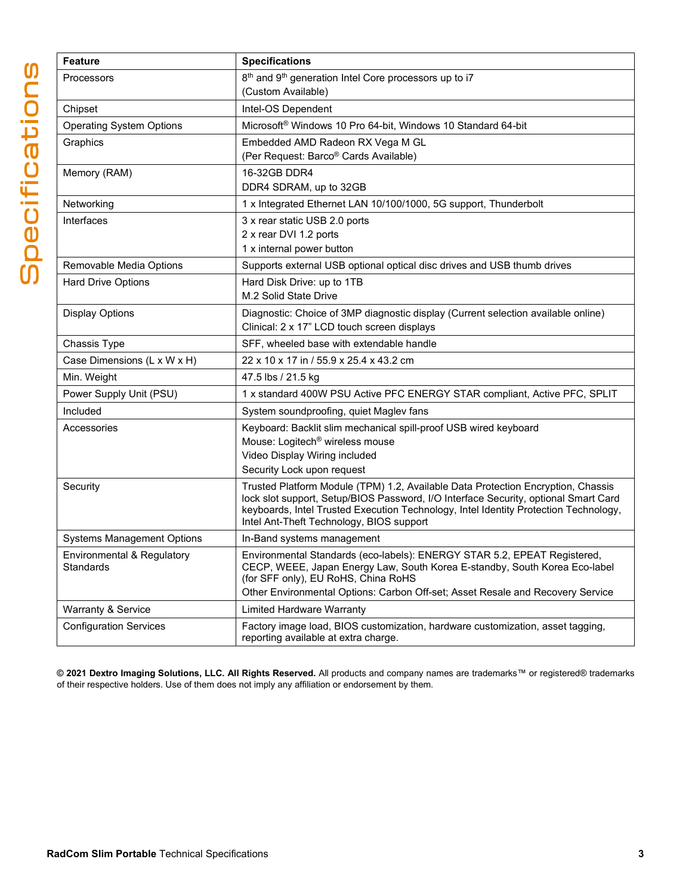# Specifications

| Feature | Specifications |
|---|---|
| Processors | 8th and 9th generation Intel Core processors up to i7<br>(Custom Available) |
| Chipset | Intel-OS Dependent |
| Operating System Options | Microsoft® Windows 10 Pro 64-bit, Windows 10 Standard 64-bit |
| Graphics | Embedded AMD Radeon RX Vega M GL<br>(Per Request: Barco® Cards Available) |
| Memory (RAM) | 16-32GB DDR4<br>DDR4 SDRAM, up to 32GB |
| Networking | 1 x Integrated Ethernet LAN 10/100/1000, 5G support, Thunderbolt |
| Interfaces | 3 x rear static USB 2.0 ports<br>2 x rear DVI 1.2 ports<br>1 x internal power button |
| Removable Media Options | Supports external USB optional optical disc drives and USB thumb drives |
| Hard Drive Options | Hard Disk Drive: up to 1TB<br>M.2 Solid State Drive |
| Display Options | Diagnostic: Choice of 3MP diagnostic display (Current selection available online)<br>Clinical: 2 x 17" LCD touch screen displays |
| Chassis Type | SFF, wheeled base with extendable handle |
| Case Dimensions (L x W x H) | 22 x 10 x 17 in / 55.9 x 25.4 x 43.2 cm |
| Min. Weight | 47.5 lbs / 21.5 kg |
| Power Supply Unit (PSU) | 1 x standard 400W PSU Active PFC ENERGY STAR compliant, Active PFC, SPLIT |
| Included | System soundproofing, quiet Maglev fans |
| Accessories | Keyboard: Backlit slim mechanical spill-proof USB wired keyboard<br>Mouse: Logitech® wireless mouse<br>Video Display Wiring included<br>Security Lock upon request |
| Security | Trusted Platform Module (TPM) 1.2, Available Data Protection Encryption, Chassis lock slot support, Setup/BIOS Password, I/O Interface Security, optional Smart Card keyboards, Intel Trusted Execution Technology, Intel Identity Protection Technology, Intel Ant-Theft Technology, BIOS support |
| Systems Management Options | In-Band systems management |
| Environmental & Regulatory Standards | Environmental Standards (eco-labels): ENERGY STAR 5.2, EPEAT Registered, CECP, WEEE, Japan Energy Law, South Korea E-standby, South Korea Eco-label (for SFF only), EU RoHS, China RoHS<br>Other Environmental Options: Carbon Off-set; Asset Resale and Recovery Service |
| Warranty & Service | Limited Hardware Warranty |
| Configuration Services | Factory image load, BIOS customization, hardware customization, asset tagging, reporting available at extra charge. |

**© 2021 Dextro Imaging Solutions, LLC. All Rights Reserved.** All products and company names are trademarks™ or registered® trademarks of their respective holders. Use of them does not imply any affiliation or endorsement by them.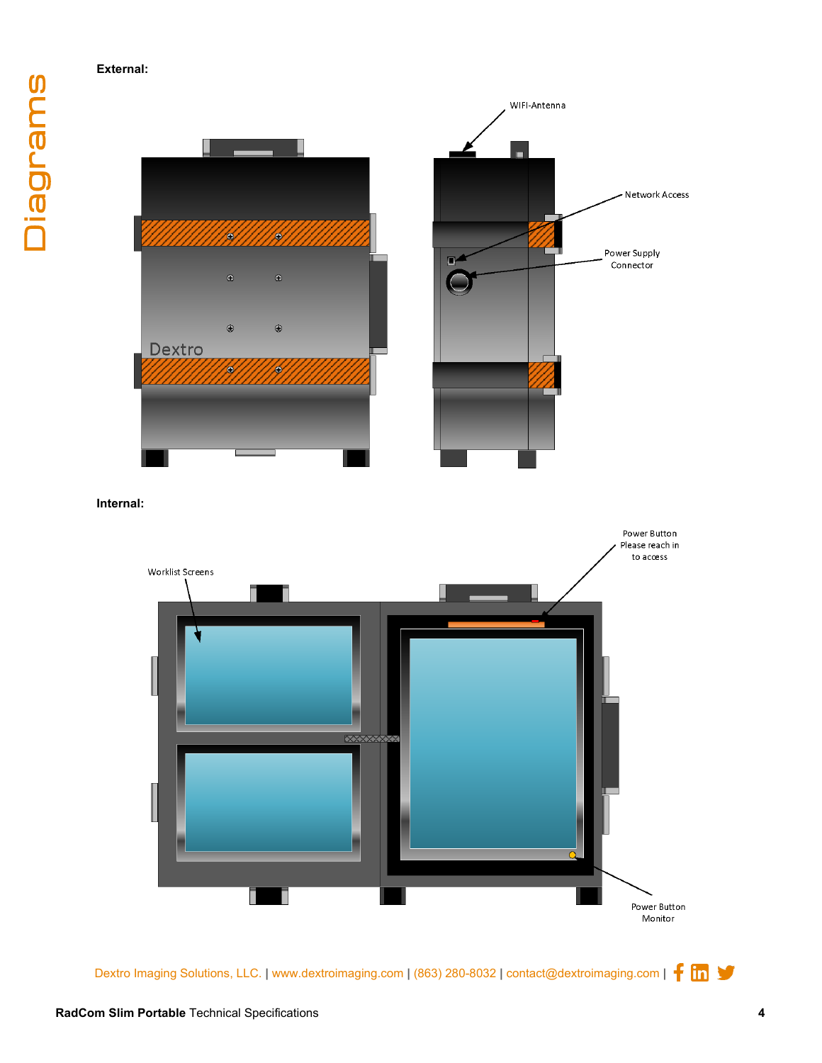# Diagrams

**External:**

WIFI-Antenna

Network Access

Power Supply Connector

Dextro

**Internal:**

Worklist Screens

Power Button Please reach in to access

Power Button Monitor

Dextro Imaging Solutions, LLC. | www.dextroimaging.com | (863) 280-8032 | contact@dextroimaging.com |